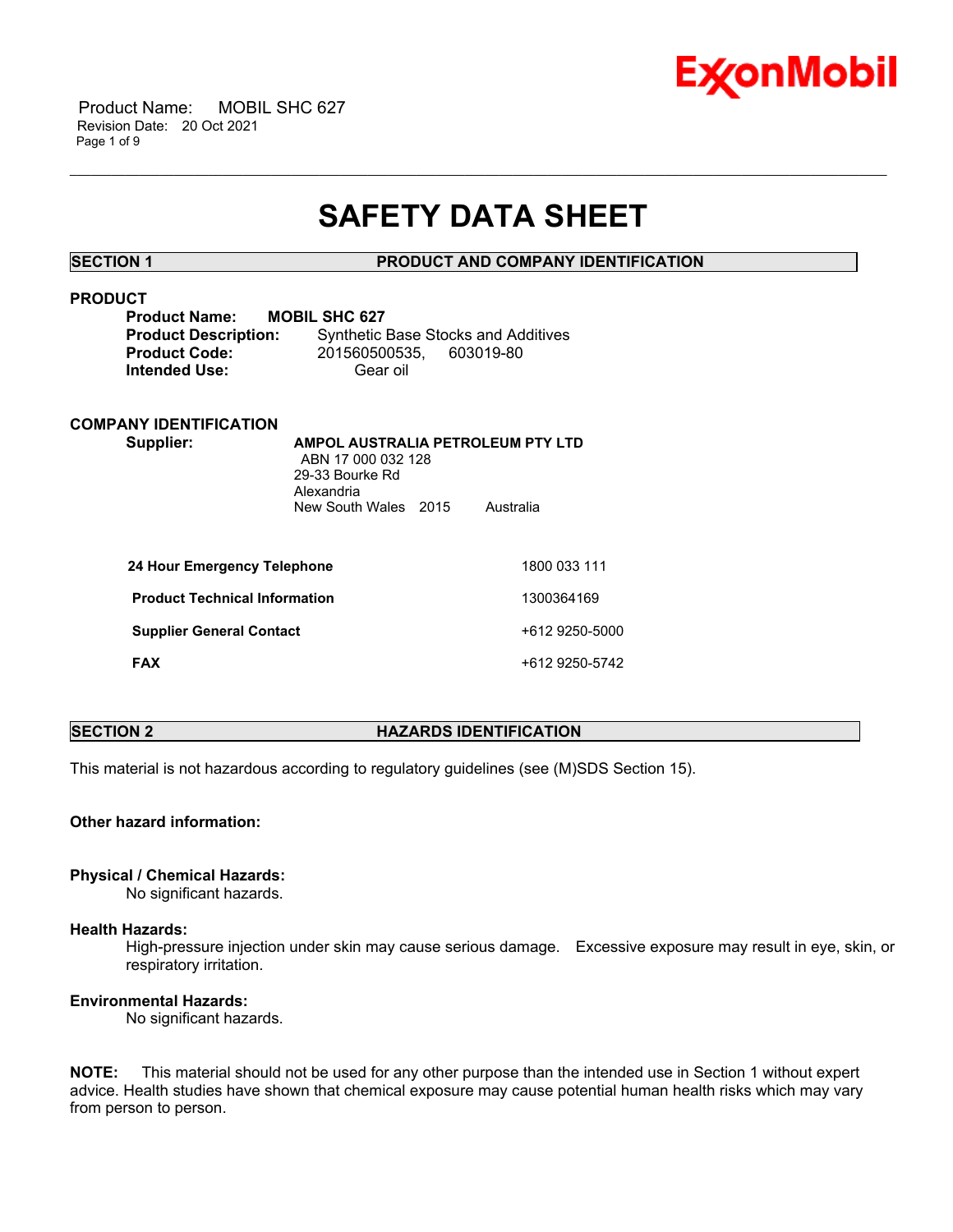# SAFETY DATA SHEET

## SECTION 1 PRODUCT AND COMPANY IDENTIFICATION

### PRODUCT

**Product Name:** **MOBIL SHC 627**
**Product Description:** Synthetic Base Stocks and Additives
**Product Code:** 201560500535, 603019-80
**Intended Use:** Gear oil

### COMPANY IDENTIFICATION

**Supplier:** **AMPOL AUSTRALIA PETROLEUM PTY LTD**
ABN 17 000 032 128
29-33 Bourke Rd
Alexandria
New South Wales 2015 Australia

| | |
|---|---|
| **24 Hour Emergency Telephone** | 1800 033 111 |
| **Product Technical Information** | 1300364169 |
| **Supplier General Contact** | +612 9250-5000 |
| **FAX** | +612 9250-5742 |

## SECTION 2 HAZARDS IDENTIFICATION

This material is not hazardous according to regulatory guidelines (see (M)SDS Section 15).

**Other hazard information:**

**Physical / Chemical Hazards:**
No significant hazards.

**Health Hazards:**
High-pressure injection under skin may cause serious damage. Excessive exposure may result in eye, skin, or respiratory irritation.

**Environmental Hazards:**
No significant hazards.

**NOTE:** This material should not be used for any other purpose than the intended use in Section 1 without expert advice. Health studies have shown that chemical exposure may cause potential human health risks which may vary from person to person.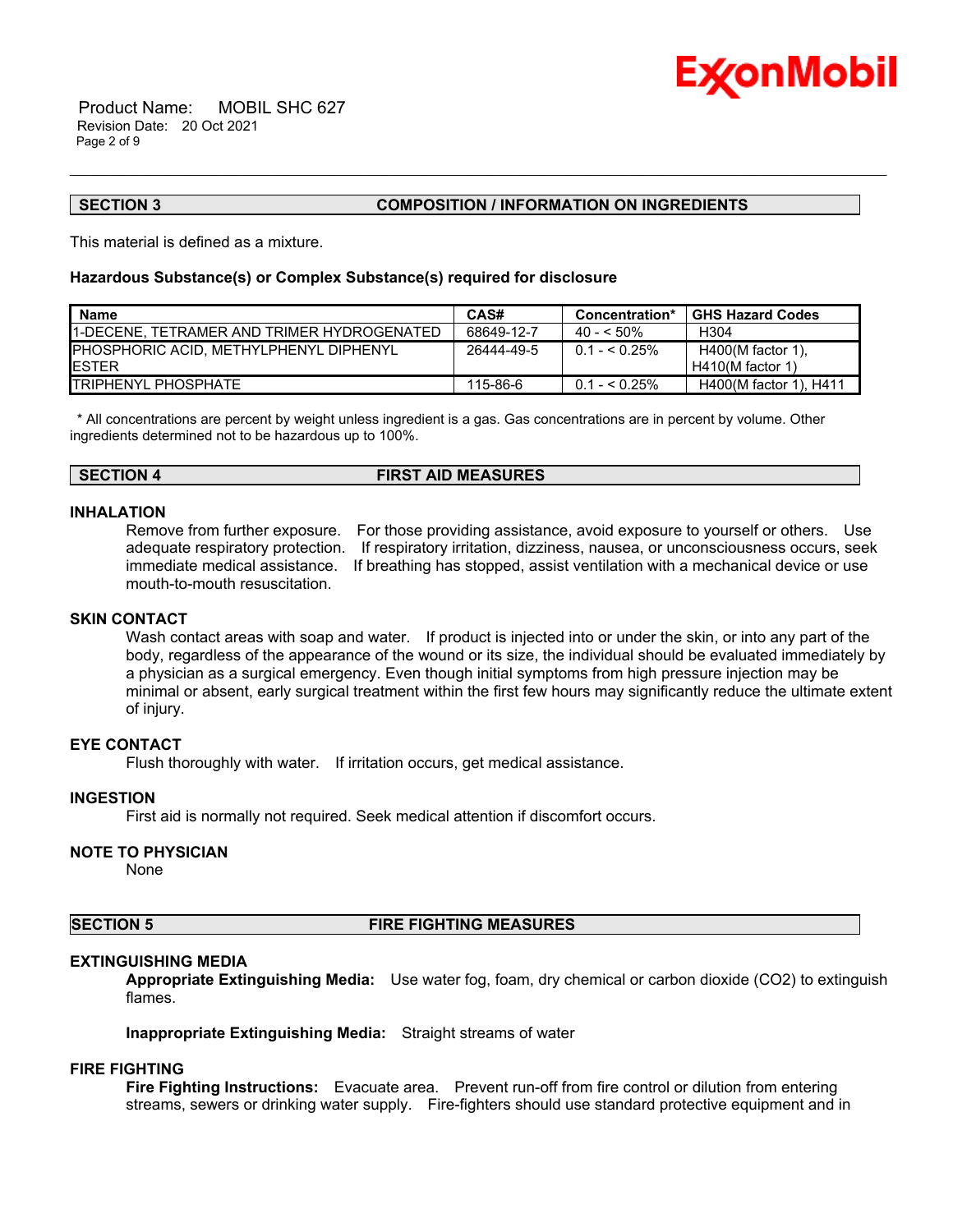## SECTION 3 COMPOSITION / INFORMATION ON INGREDIENTS

This material is defined as a mixture.

**Hazardous Substance(s) or Complex Substance(s) required for disclosure**

| Name | CAS# | Concentration* | GHS Hazard Codes |
|---|---|---|---|
| 1-DECENE, TETRAMER AND TRIMER HYDROGENATED | 68649-12-7 | 40 - < 50% | H304 |
| PHOSPHORIC ACID, METHYLPHENYL DIPHENYL ESTER | 26444-49-5 | 0.1 - < 0.25% | H400(M factor 1), H410(M factor 1) |
| TRIPHENYL PHOSPHATE | 115-86-6 | 0.1 - < 0.25% | H400(M factor 1), H411 |

* All concentrations are percent by weight unless ingredient is a gas. Gas concentrations are in percent by volume. Other ingredients determined not to be hazardous up to 100%.

## SECTION 4 FIRST AID MEASURES

### INHALATION

Remove from further exposure. For those providing assistance, avoid exposure to yourself or others. Use adequate respiratory protection. If respiratory irritation, dizziness, nausea, or unconsciousness occurs, seek immediate medical assistance. If breathing has stopped, assist ventilation with a mechanical device or use mouth-to-mouth resuscitation.

### SKIN CONTACT

Wash contact areas with soap and water. If product is injected into or under the skin, or into any part of the body, regardless of the appearance of the wound or its size, the individual should be evaluated immediately by a physician as a surgical emergency. Even though initial symptoms from high pressure injection may be minimal or absent, early surgical treatment within the first few hours may significantly reduce the ultimate extent of injury.

### EYE CONTACT

Flush thoroughly with water. If irritation occurs, get medical assistance.

### INGESTION

First aid is normally not required. Seek medical attention if discomfort occurs.

### NOTE TO PHYSICIAN

None

## SECTION 5 FIRE FIGHTING MEASURES

### EXTINGUISHING MEDIA

**Appropriate Extinguishing Media:** Use water fog, foam, dry chemical or carbon dioxide ($CO_2$) to extinguish flames.

**Inappropriate Extinguishing Media:** Straight streams of water

### FIRE FIGHTING

**Fire Fighting Instructions:** Evacuate area. Prevent run-off from fire control or dilution from entering streams, sewers or drinking water supply. Fire-fighters should use standard protective equipment and in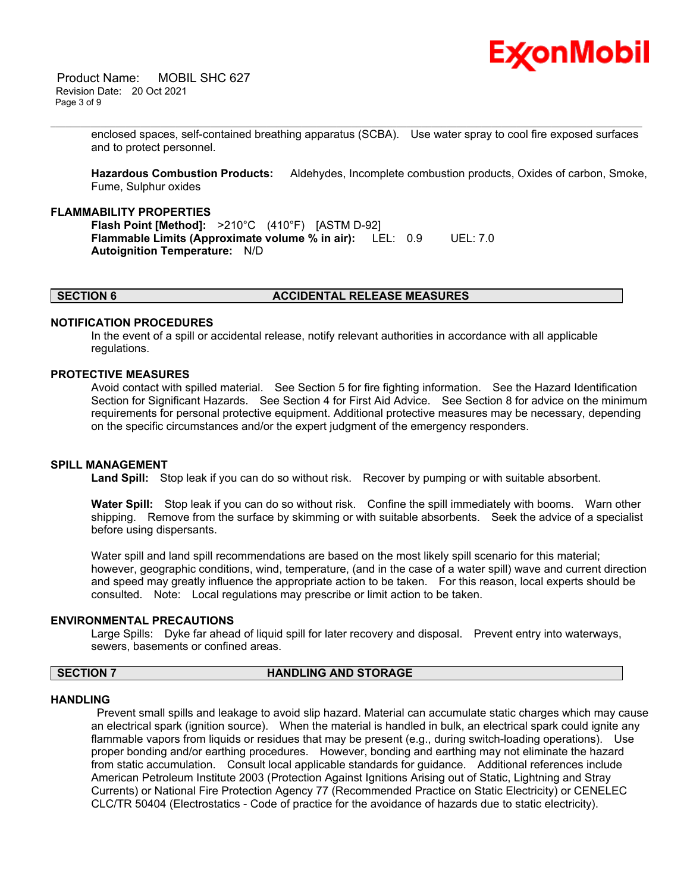enclosed spaces, self-contained breathing apparatus (SCBA). Use water spray to cool fire exposed surfaces and to protect personnel.

**Hazardous Combustion Products:** Aldehydes, Incomplete combustion products, Oxides of carbon, Smoke, Fume, Sulphur oxides

### FLAMMABILITY PROPERTIES

**Flash Point [Method]:** >210°C (410°F) [ASTM D-92]
**Flammable Limits (Approximate volume % in air):** LEL: 0.9 UEL: 7.0
**Autoignition Temperature:** N/D

## SECTION 6 ACCIDENTAL RELEASE MEASURES

### NOTIFICATION PROCEDURES

In the event of a spill or accidental release, notify relevant authorities in accordance with all applicable regulations.

### PROTECTIVE MEASURES

Avoid contact with spilled material. See Section 5 for fire fighting information. See the Hazard Identification Section for Significant Hazards. See Section 4 for First Aid Advice. See Section 8 for advice on the minimum requirements for personal protective equipment. Additional protective measures may be necessary, depending on the specific circumstances and/or the expert judgment of the emergency responders.

### SPILL MANAGEMENT

**Land Spill:** Stop leak if you can do so without risk. Recover by pumping or with suitable absorbent.

**Water Spill:** Stop leak if you can do so without risk. Confine the spill immediately with booms. Warn other shipping. Remove from the surface by skimming or with suitable absorbents. Seek the advice of a specialist before using dispersants.

Water spill and land spill recommendations are based on the most likely spill scenario for this material; however, geographic conditions, wind, temperature, (and in the case of a water spill) wave and current direction and speed may greatly influence the appropriate action to be taken. For this reason, local experts should be consulted. Note: Local regulations may prescribe or limit action to be taken.

### ENVIRONMENTAL PRECAUTIONS

Large Spills: Dyke far ahead of liquid spill for later recovery and disposal. Prevent entry into waterways, sewers, basements or confined areas.

## SECTION 7 HANDLING AND STORAGE

### HANDLING

Prevent small spills and leakage to avoid slip hazard. Material can accumulate static charges which may cause an electrical spark (ignition source). When the material is handled in bulk, an electrical spark could ignite any flammable vapors from liquids or residues that may be present (e.g., during switch-loading operations). Use proper bonding and/or earthing procedures. However, bonding and earthing may not eliminate the hazard from static accumulation. Consult local applicable standards for guidance. Additional references include American Petroleum Institute 2003 (Protection Against Ignitions Arising out of Static, Lightning and Stray Currents) or National Fire Protection Agency 77 (Recommended Practice on Static Electricity) or CENELEC CLC/TR 50404 (Electrostatics - Code of practice for the avoidance of hazards due to static electricity).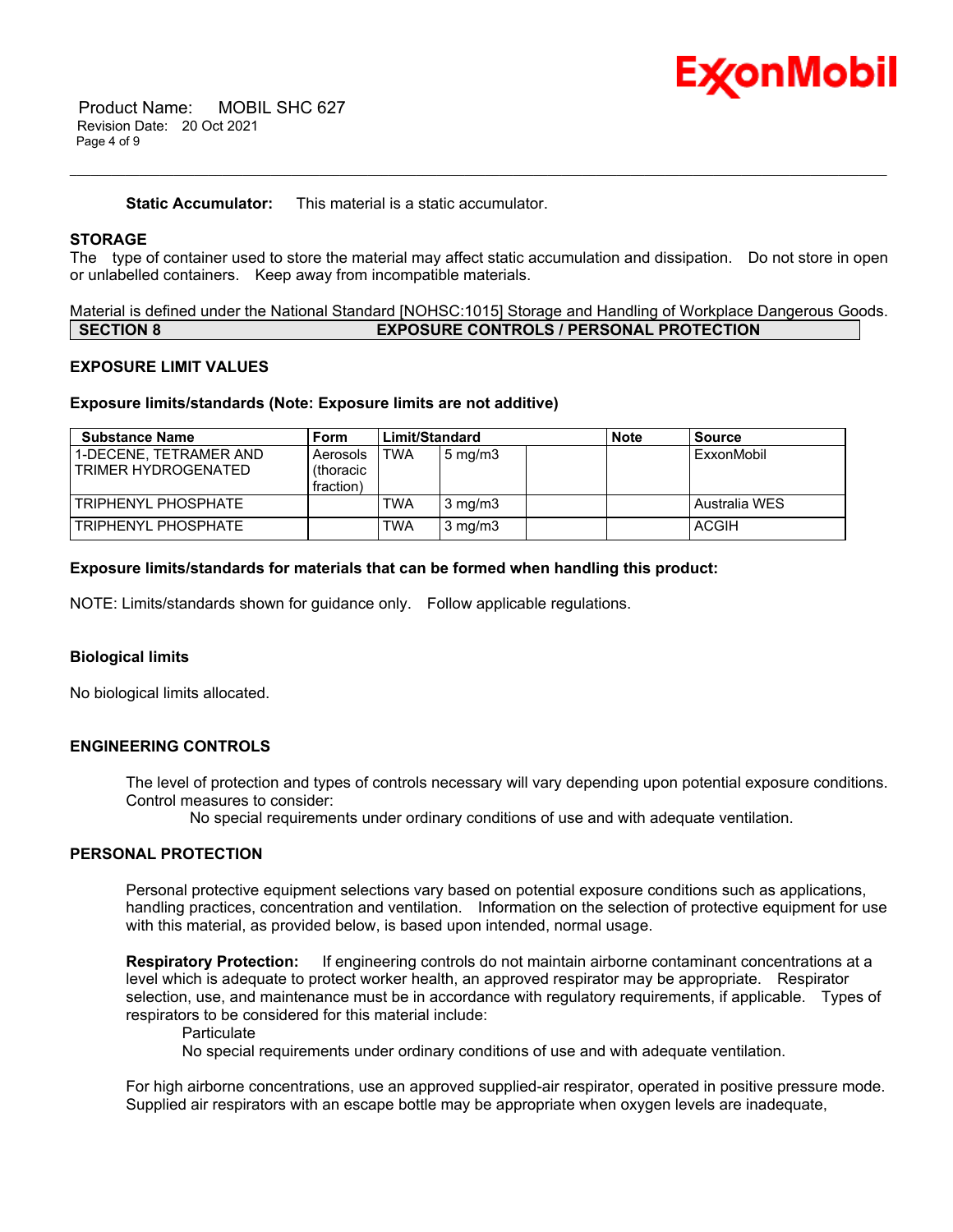**Static Accumulator:** This material is a static accumulator.

**STORAGE**

The type of container used to store the material may affect static accumulation and dissipation. Do not store in open or unlabelled containers. Keep away from incompatible materials.

Material is defined under the National Standard [NOHSC:1015] Storage and Handling of Workplace Dangerous Goods.

## SECTION 8 EXPOSURE CONTROLS / PERSONAL PROTECTION

**EXPOSURE LIMIT VALUES**

**Exposure limits/standards (Note: Exposure limits are not additive)**

| Substance Name | Form | Limit/Standard | | | Note | Source |
|---|---|---|---|---|---|---|
| 1-DECENE, TETRAMER AND TRIMER HYDROGENATED | Aerosols (thoracic fraction) | TWA | 5 mg/m3 | | | ExxonMobil |
| TRIPHENYL PHOSPHATE | | TWA | 3 mg/m3 | | | Australia WES |
| TRIPHENYL PHOSPHATE | | TWA | 3 mg/m3 | | | ACGIH |

**Exposure limits/standards for materials that can be formed when handling this product:**

NOTE: Limits/standards shown for guidance only. Follow applicable regulations.

**Biological limits**

No biological limits allocated.

**ENGINEERING CONTROLS**

The level of protection and types of controls necessary will vary depending upon potential exposure conditions. Control measures to consider:

No special requirements under ordinary conditions of use and with adequate ventilation.

**PERSONAL PROTECTION**

Personal protective equipment selections vary based on potential exposure conditions such as applications, handling practices, concentration and ventilation. Information on the selection of protective equipment for use with this material, as provided below, is based upon intended, normal usage.

**Respiratory Protection:** If engineering controls do not maintain airborne contaminant concentrations at a level which is adequate to protect worker health, an approved respirator may be appropriate. Respirator selection, use, and maintenance must be in accordance with regulatory requirements, if applicable. Types of respirators to be considered for this material include:

Particulate
No special requirements under ordinary conditions of use and with adequate ventilation.

For high airborne concentrations, use an approved supplied-air respirator, operated in positive pressure mode. Supplied air respirators with an escape bottle may be appropriate when oxygen levels are inadequate,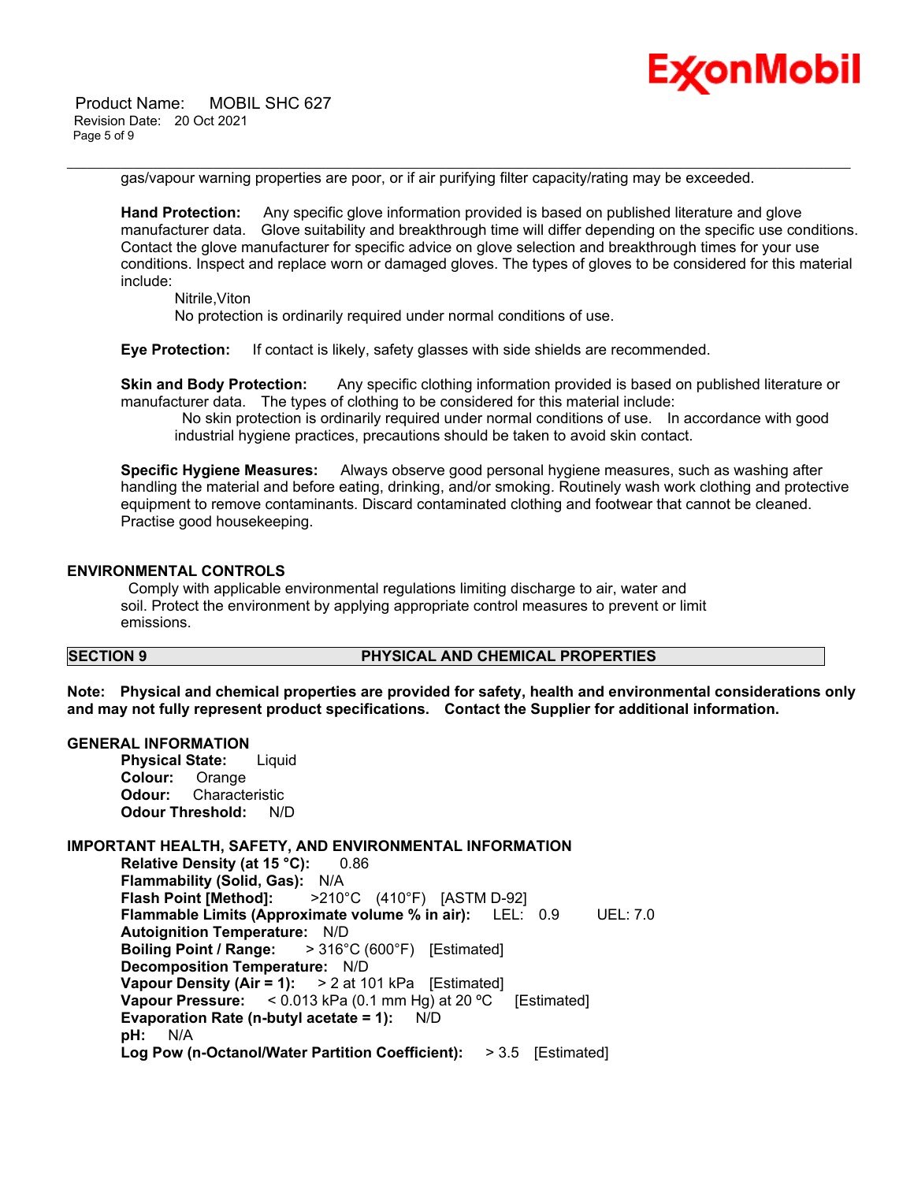gas/vapour warning properties are poor, or if air purifying filter capacity/rating may be exceeded.

**Hand Protection:** Any specific glove information provided is based on published literature and glove manufacturer data. Glove suitability and breakthrough time will differ depending on the specific use conditions. Contact the glove manufacturer for specific advice on glove selection and breakthrough times for your use conditions. Inspect and replace worn or damaged gloves. The types of gloves to be considered for this material include:

Nitrile,Viton
No protection is ordinarily required under normal conditions of use.

**Eye Protection:** If contact is likely, safety glasses with side shields are recommended.

**Skin and Body Protection:** Any specific clothing information provided is based on published literature or manufacturer data. The types of clothing to be considered for this material include:

No skin protection is ordinarily required under normal conditions of use. In accordance with good industrial hygiene practices, precautions should be taken to avoid skin contact.

**Specific Hygiene Measures:** Always observe good personal hygiene measures, such as washing after handling the material and before eating, drinking, and/or smoking. Routinely wash work clothing and protective equipment to remove contaminants. Discard contaminated clothing and footwear that cannot be cleaned. Practise good housekeeping.

### ENVIRONMENTAL CONTROLS

Comply with applicable environmental regulations limiting discharge to air, water and soil. Protect the environment by applying appropriate control measures to prevent or limit emissions.

## SECTION 9 PHYSICAL AND CHEMICAL PROPERTIES

**Note: Physical and chemical properties are provided for safety, health and environmental considerations only and may not fully represent product specifications. Contact the Supplier for additional information.**

### GENERAL INFORMATION

**Physical State:** Liquid
**Colour:** Orange
**Odour:** Characteristic
**Odour Threshold:** N/D

### IMPORTANT HEALTH, SAFETY, AND ENVIRONMENTAL INFORMATION

**Relative Density (at 15 °C):** 0.86
**Flammability (Solid, Gas):** N/A
**Flash Point [Method]:** >210°C (410°F) [ASTM D-92]
**Flammable Limits (Approximate volume % in air):** LEL: 0.9 UEL: 7.0
**Autoignition Temperature:** N/D
**Boiling Point / Range:** > 316°C (600°F) [Estimated]
**Decomposition Temperature:** N/D
**Vapour Density (Air = 1):** > 2 at 101 kPa [Estimated]
**Vapour Pressure:** < 0.013 kPa (0.1 mm Hg) at 20 ºC [Estimated]
**Evaporation Rate (n-butyl acetate = 1):** N/D
**pH:** N/A
**Log Pow (n-Octanol/Water Partition Coefficient):** > 3.5 [Estimated]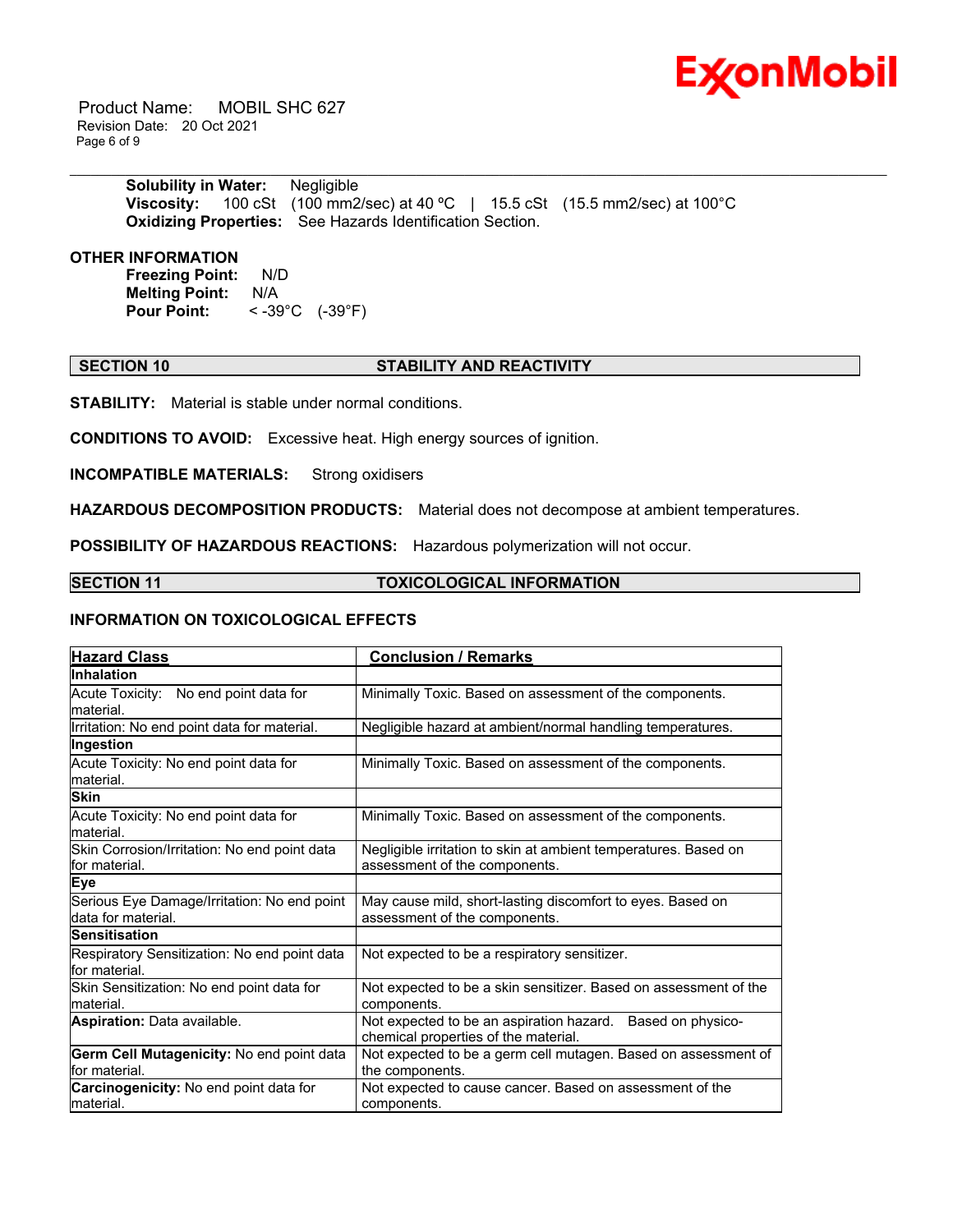**Solubility in Water:** Negligible
**Viscosity:** 100 cSt (100 mm2/sec) at 40 ºC | 15.5 cSt (15.5 mm2/sec) at 100°C
**Oxidizing Properties:** See Hazards Identification Section.

**OTHER INFORMATION**

**Freezing Point:** N/D
**Melting Point:** N/A
**Pour Point:** < -39°C (-39°F)

## SECTION 10 STABILITY AND REACTIVITY

**STABILITY:** Material is stable under normal conditions.

**CONDITIONS TO AVOID:** Excessive heat. High energy sources of ignition.

**INCOMPATIBLE MATERIALS:** Strong oxidisers

**HAZARDOUS DECOMPOSITION PRODUCTS:** Material does not decompose at ambient temperatures.

**POSSIBILITY OF HAZARDOUS REACTIONS:** Hazardous polymerization will not occur.

## SECTION 11 TOXICOLOGICAL INFORMATION

### INFORMATION ON TOXICOLOGICAL EFFECTS

| Hazard Class | Conclusion / Remarks |
|---|---|
| **Inhalation** | |
| Acute Toxicity: No end point data for material. | Minimally Toxic. Based on assessment of the components. |
| Irritation: No end point data for material. | Negligible hazard at ambient/normal handling temperatures. |
| **Ingestion** | |
| Acute Toxicity: No end point data for material. | Minimally Toxic. Based on assessment of the components. |
| **Skin** | |
| Acute Toxicity: No end point data for material. | Minimally Toxic. Based on assessment of the components. |
| Skin Corrosion/Irritation: No end point data for material. | Negligible irritation to skin at ambient temperatures. Based on assessment of the components. |
| **Eye** | |
| Serious Eye Damage/Irritation: No end point data for material. | May cause mild, short-lasting discomfort to eyes. Based on assessment of the components. |
| **Sensitisation** | |
| Respiratory Sensitization: No end point data for material. | Not expected to be a respiratory sensitizer. |
| Skin Sensitization: No end point data for material. | Not expected to be a skin sensitizer. Based on assessment of the components. |
| **Aspiration:** Data available. | Not expected to be an aspiration hazard. Based on physico-chemical properties of the material. |
| **Germ Cell Mutagenicity:** No end point data for material. | Not expected to be a germ cell mutagen. Based on assessment of the components. |
| **Carcinogenicity:** No end point data for material. | Not expected to cause cancer. Based on assessment of the components. |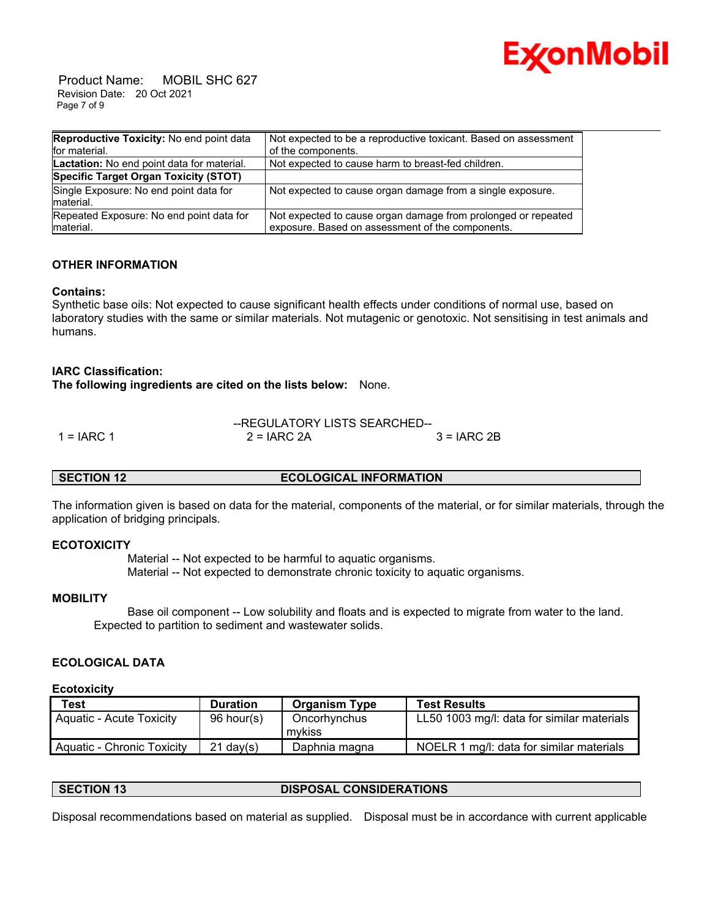| | |
|---|---|
| **Reproductive Toxicity:** No end point data for material. | Not expected to be a reproductive toxicant. Based on assessment of the components. |
| **Lactation:** No end point data for material. | Not expected to cause harm to breast-fed children. |
| **Specific Target Organ Toxicity (STOT)** | |
| Single Exposure: No end point data for material. | Not expected to cause organ damage from a single exposure. |
| Repeated Exposure: No end point data for material. | Not expected to cause organ damage from prolonged or repeated exposure. Based on assessment of the components. |

**OTHER INFORMATION**

**Contains:**
Synthetic base oils: Not expected to cause significant health effects under conditions of normal use, based on laboratory studies with the same or similar materials. Not mutagenic or genotoxic. Not sensitising in test animals and humans.

**IARC Classification:**
**The following ingredients are cited on the lists below:** None.

--REGULATORY LISTS SEARCHED--

1 = IARC 1 2 = IARC 2A 3 = IARC 2B

## SECTION 12 ECOLOGICAL INFORMATION

The information given is based on data for the material, components of the material, or for similar materials, through the application of bridging principals.

**ECOTOXICITY**

Material -- Not expected to be harmful to aquatic organisms.
Material -- Not expected to demonstrate chronic toxicity to aquatic organisms.

**MOBILITY**

Base oil component -- Low solubility and floats and is expected to migrate from water to the land. Expected to partition to sediment and wastewater solids.

**ECOLOGICAL DATA**

**Ecotoxicity**

| Test | Duration | Organism Type | Test Results |
|---|---|---|---|
| Aquatic - Acute Toxicity | 96 hour(s) | Oncorhynchus mykiss | LL50 1003 mg/l: data for similar materials |
| Aquatic - Chronic Toxicity | 21 day(s) | Daphnia magna | NOELR 1 mg/l: data for similar materials |

## SECTION 13 DISPOSAL CONSIDERATIONS

Disposal recommendations based on material as supplied. Disposal must be in accordance with current applicable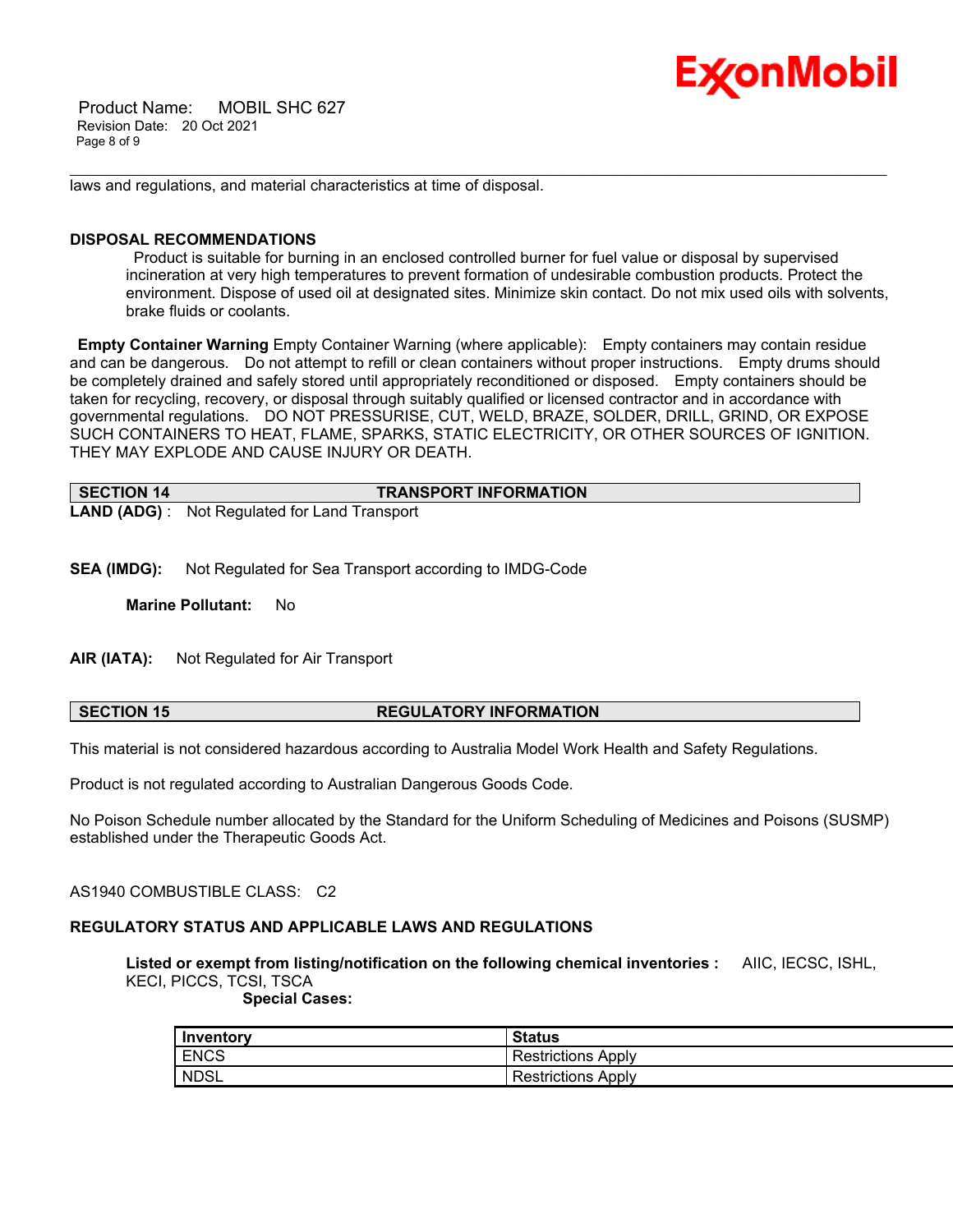laws and regulations, and material characteristics at time of disposal.

**DISPOSAL RECOMMENDATIONS**

Product is suitable for burning in an enclosed controlled burner for fuel value or disposal by supervised incineration at very high temperatures to prevent formation of undesirable combustion products. Protect the environment. Dispose of used oil at designated sites. Minimize skin contact. Do not mix used oils with solvents, brake fluids or coolants.

**Empty Container Warning** Empty Container Warning (where applicable): Empty containers may contain residue and can be dangerous. Do not attempt to refill or clean containers without proper instructions. Empty drums should be completely drained and safely stored until appropriately reconditioned or disposed. Empty containers should be taken for recycling, recovery, or disposal through suitably qualified or licensed contractor and in accordance with governmental regulations. DO NOT PRESSURISE, CUT, WELD, BRAZE, SOLDER, DRILL, GRIND, OR EXPOSE SUCH CONTAINERS TO HEAT, FLAME, SPARKS, STATIC ELECTRICITY, OR OTHER SOURCES OF IGNITION. THEY MAY EXPLODE AND CAUSE INJURY OR DEATH.

## SECTION 14 TRANSPORT INFORMATION

**LAND (ADG)** : Not Regulated for Land Transport

**SEA (IMDG):** Not Regulated for Sea Transport according to IMDG-Code

**Marine Pollutant:** No

**AIR (IATA):** Not Regulated for Air Transport

## SECTION 15 REGULATORY INFORMATION

This material is not considered hazardous according to Australia Model Work Health and Safety Regulations.

Product is not regulated according to Australian Dangerous Goods Code.

No Poison Schedule number allocated by the Standard for the Uniform Scheduling of Medicines and Poisons (SUSMP) established under the Therapeutic Goods Act.

AS1940 COMBUSTIBLE CLASS: C2

**REGULATORY STATUS AND APPLICABLE LAWS AND REGULATIONS**

**Listed or exempt from listing/notification on the following chemical inventories :** AIIC, IECSC, ISHL, KECI, PICCS, TCSI, TSCA

**Special Cases:**

| Inventory | Status |
|---|---|
| ENCS | Restrictions Apply |
| NDSL | Restrictions Apply |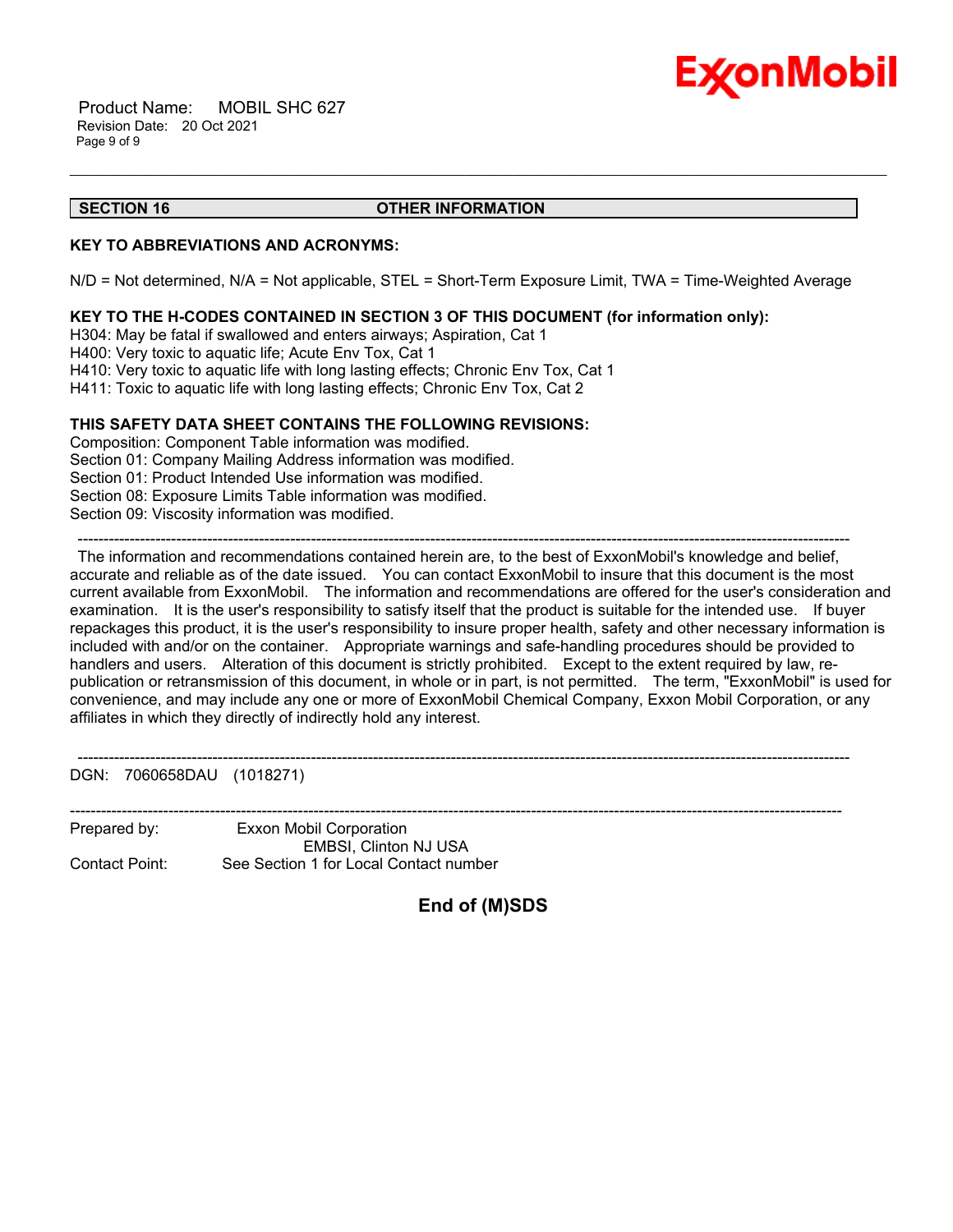## SECTION 16 OTHER INFORMATION

**KEY TO ABBREVIATIONS AND ACRONYMS:**

N/D = Not determined, N/A = Not applicable, STEL = Short-Term Exposure Limit, TWA = Time-Weighted Average

**KEY TO THE H-CODES CONTAINED IN SECTION 3 OF THIS DOCUMENT (for information only):**

H304: May be fatal if swallowed and enters airways; Aspiration, Cat 1
H400: Very toxic to aquatic life; Acute Env Tox, Cat 1
H410: Very toxic to aquatic life with long lasting effects; Chronic Env Tox, Cat 1
H411: Toxic to aquatic life with long lasting effects; Chronic Env Tox, Cat 2

**THIS SAFETY DATA SHEET CONTAINS THE FOLLOWING REVISIONS:**

Composition: Component Table information was modified.
Section 01: Company Mailing Address information was modified.
Section 01: Product Intended Use information was modified.
Section 08: Exposure Limits Table information was modified.
Section 09: Viscosity information was modified.

-----------------------------------------------------------------------------------------------------------------------------------------------

The information and recommendations contained herein are, to the best of ExxonMobil's knowledge and belief, accurate and reliable as of the date issued. You can contact ExxonMobil to insure that this document is the most current available from ExxonMobil. The information and recommendations are offered for the user's consideration and examination. It is the user's responsibility to satisfy itself that the product is suitable for the intended use. If buyer repackages this product, it is the user's responsibility to insure proper health, safety and other necessary information is included with and/or on the container. Appropriate warnings and safe-handling procedures should be provided to handlers and users. Alteration of this document is strictly prohibited. Except to the extent required by law, re-publication or retransmission of this document, in whole or in part, is not permitted. The term, "ExxonMobil" is used for convenience, and may include any one or more of ExxonMobil Chemical Company, Exxon Mobil Corporation, or any affiliates in which they directly of indirectly hold any interest.

-----------------------------------------------------------------------------------------------------------------------------------------------

DGN: 7060658DAU (1018271)

-----------------------------------------------------------------------------------------------------------------------------------------------

Prepared by: Exxon Mobil Corporation
EMBSI, Clinton NJ USA
Contact Point: See Section 1 for Local Contact number

**End of (M)SDS**